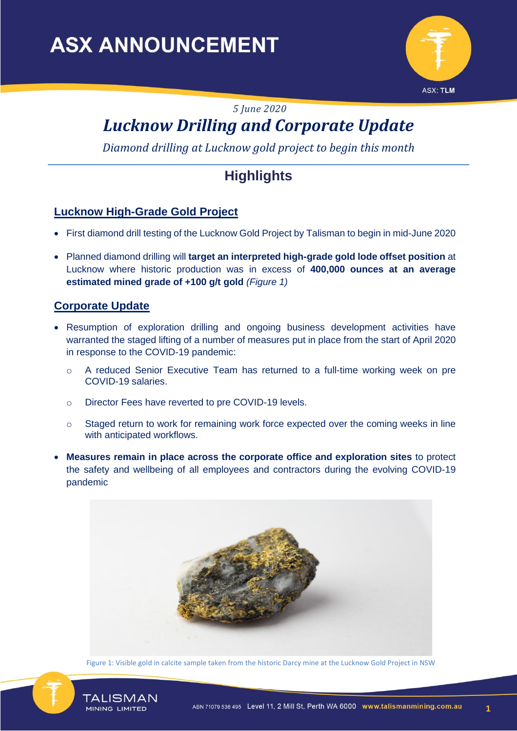# ASX ANNOUNCEMENT

*5 June 2020*

# *Lucknow Drilling and Corporate Update*

*Diamond drilling at Lucknow gold project to begin this month*

## Highlights

### Lucknow High-Grade Gold Project

- First diamond drill testing of the Lucknow Gold Project by Talisman to begin in mid-June 2020
- Planned diamond drilling will **target an interpreted high-grade gold lode offset position** at Lucknow where historic production was in excess of **400,000 ounces at an average estimated mined grade of +100 g/t gold** *(Figure 1)*

### Corporate Update

- Resumption of exploration drilling and ongoing business development activities have warranted the staged lifting of a number of measures put in place from the start of April 2020 in response to the COVID-19 pandemic:
  - A reduced Senior Executive Team has returned to a full-time working week on pre COVID-19 salaries.
  - Director Fees have reverted to pre COVID-19 levels.
  - Staged return to work for remaining work force expected over the coming weeks in line with anticipated workflows.
- **Measures remain in place across the corporate office and exploration sites** to protect the safety and wellbeing of all employees and contractors during the evolving COVID-19 pandemic

Figure 1: Visible gold in calcite sample taken from the historic Darcy mine at the Lucknow Gold Project in NSW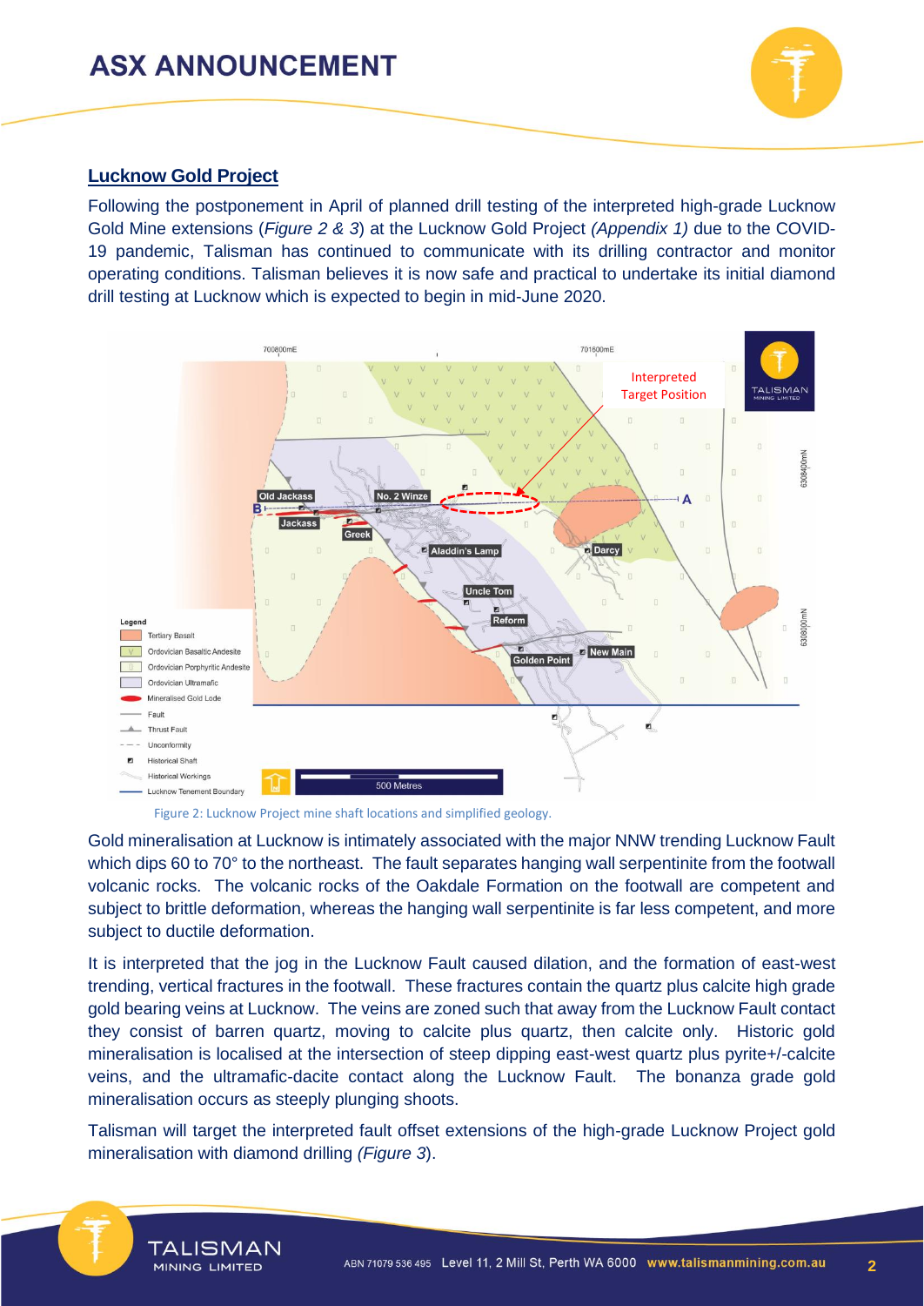## Lucknow Gold Project

Following the postponement in April of planned drill testing of the interpreted high-grade Lucknow Gold Mine extensions (*Figure 2 & 3*) at the Lucknow Gold Project *(Appendix 1)* due to the COVID-19 pandemic, Talisman has continued to communicate with its drilling contractor and monitor operating conditions. Talisman believes it is now safe and practical to undertake its initial diamond drill testing at Lucknow which is expected to begin in mid-June 2020.

Figure 2: Lucknow Project mine shaft locations and simplified geology.

Gold mineralisation at Lucknow is intimately associated with the major NNW trending Lucknow Fault which dips 60 to 70° to the northeast. The fault separates hanging wall serpentinite from the footwall volcanic rocks. The volcanic rocks of the Oakdale Formation on the footwall are competent and subject to brittle deformation, whereas the hanging wall serpentinite is far less competent, and more subject to ductile deformation.

It is interpreted that the jog in the Lucknow Fault caused dilation, and the formation of east-west trending, vertical fractures in the footwall. These fractures contain the quartz plus calcite high grade gold bearing veins at Lucknow. The veins are zoned such that away from the Lucknow Fault contact they consist of barren quartz, moving to calcite plus quartz, then calcite only. Historic gold mineralisation is localised at the intersection of steep dipping east-west quartz plus pyrite+/-calcite veins, and the ultramafic-dacite contact along the Lucknow Fault. The bonanza grade gold mineralisation occurs as steeply plunging shoots.

Talisman will target the interpreted fault offset extensions of the high-grade Lucknow Project gold mineralisation with diamond drilling *(Figure 3)*.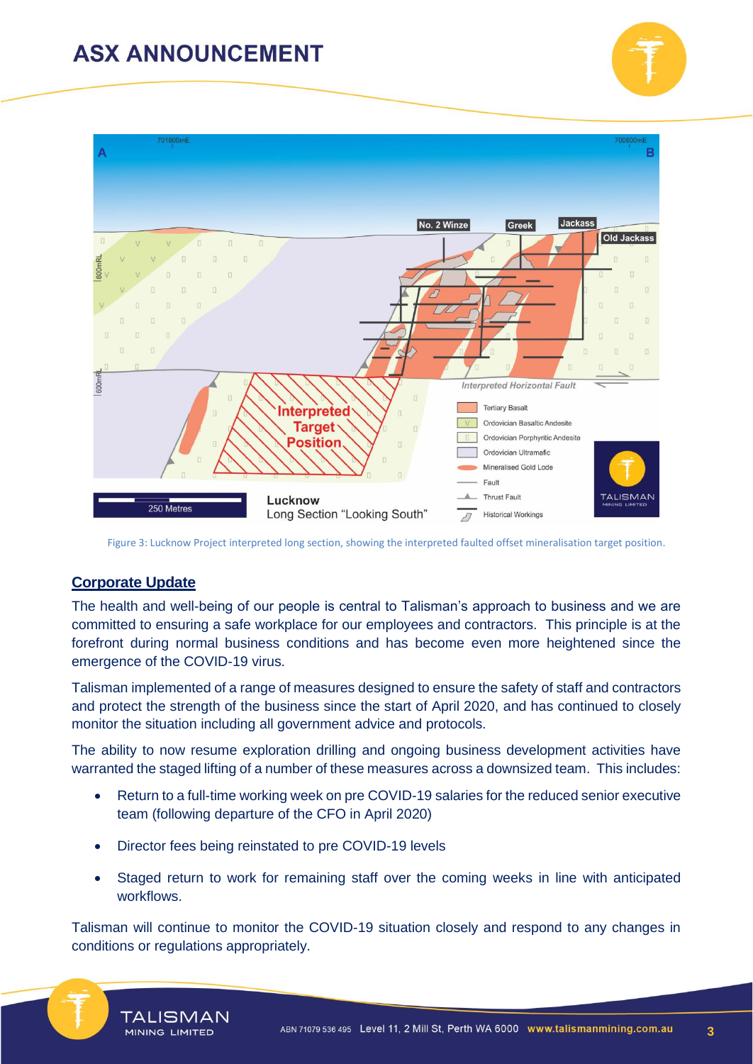Figure 3: Lucknow Project interpreted long section, showing the interpreted faulted offset mineralisation target position.

## Corporate Update

The health and well-being of our people is central to Talisman's approach to business and we are committed to ensuring a safe workplace for our employees and contractors. This principle is at the forefront during normal business conditions and has become even more heightened since the emergence of the COVID-19 virus.

Talisman implemented of a range of measures designed to ensure the safety of staff and contractors and protect the strength of the business since the start of April 2020, and has continued to closely monitor the situation including all government advice and protocols.

The ability to now resume exploration drilling and ongoing business development activities have warranted the staged lifting of a number of these measures across a downsized team. This includes:

- Return to a full-time working week on pre COVID-19 salaries for the reduced senior executive team (following departure of the CFO in April 2020)
- Director fees being reinstated to pre COVID-19 levels
- Staged return to work for remaining staff over the coming weeks in line with anticipated workflows.

Talisman will continue to monitor the COVID-19 situation closely and respond to any changes in conditions or regulations appropriately.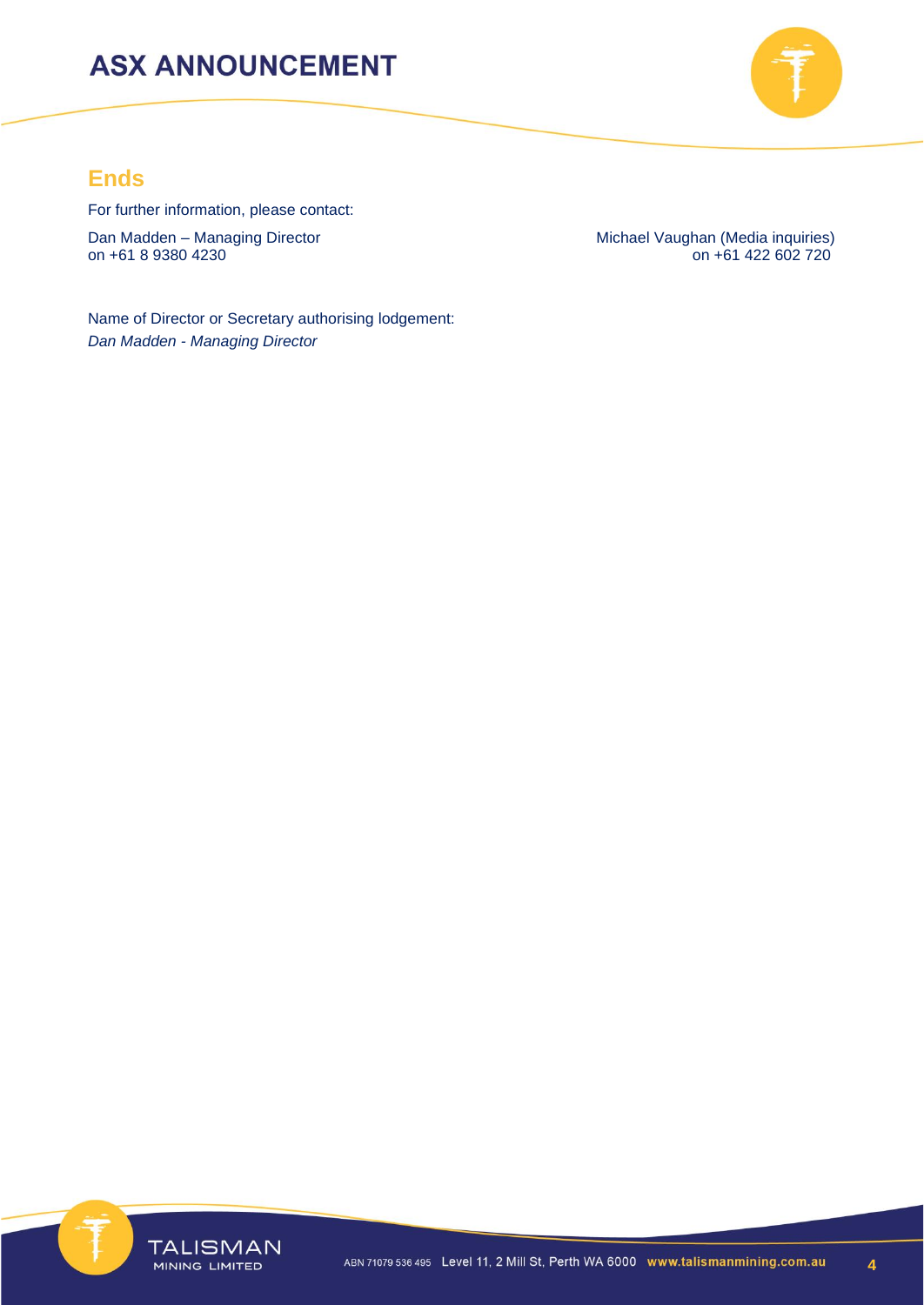## Ends

For further information, please contact:

Dan Madden – Managing Director
on +61 8 9380 4230

Michael Vaughan (Media inquiries)
on +61 422 602 720

Name of Director or Secretary authorising lodgement:
*Dan Madden - Managing Director*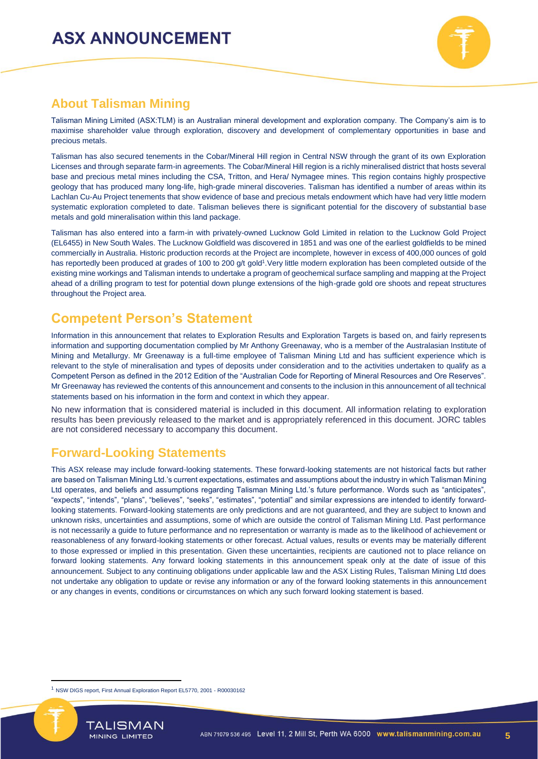## About Talisman Mining

Talisman Mining Limited (ASX:TLM) is an Australian mineral development and exploration company. The Company's aim is to maximise shareholder value through exploration, discovery and development of complementary opportunities in base and precious metals.

Talisman has also secured tenements in the Cobar/Mineral Hill region in Central NSW through the grant of its own Exploration Licenses and through separate farm-in agreements. The Cobar/Mineral Hill region is a richly mineralised district that hosts several base and precious metal mines including the CSA, Tritton, and Hera/ Nymagee mines. This region contains highly prospective geology that has produced many long-life, high-grade mineral discoveries. Talisman has identified a number of areas within its Lachlan Cu-Au Project tenements that show evidence of base and precious metals endowment which have had very little modern systematic exploration completed to date. Talisman believes there is significant potential for the discovery of substantial base metals and gold mineralisation within this land package.

Talisman has also entered into a farm-in with privately-owned Lucknow Gold Limited in relation to the Lucknow Gold Project (EL6455) in New South Wales. The Lucknow Goldfield was discovered in 1851 and was one of the earliest goldfields to be mined commercially in Australia. Historic production records at the Project are incomplete, however in excess of 400,000 ounces of gold has reportedly been produced at grades of 100 to 200 g/t gold[1].Very little modern exploration has been completed outside of the existing mine workings and Talisman intends to undertake a program of geochemical surface sampling and mapping at the Project ahead of a drilling program to test for potential down plunge extensions of the high-grade gold ore shoots and repeat structures throughout the Project area.

## Competent Person's Statement

Information in this announcement that relates to Exploration Results and Exploration Targets is based on, and fairly represents information and supporting documentation complied by Mr Anthony Greenaway, who is a member of the Australasian Institute of Mining and Metallurgy. Mr Greenaway is a full-time employee of Talisman Mining Ltd and has sufficient experience which is relevant to the style of mineralisation and types of deposits under consideration and to the activities undertaken to qualify as a Competent Person as defined in the 2012 Edition of the "Australian Code for Reporting of Mineral Resources and Ore Reserves". Mr Greenaway has reviewed the contents of this announcement and consents to the inclusion in this announcement of all technical statements based on his information in the form and context in which they appear.

No new information that is considered material is included in this document. All information relating to exploration results has been previously released to the market and is appropriately referenced in this document. JORC tables are not considered necessary to accompany this document.

## Forward-Looking Statements

This ASX release may include forward-looking statements. These forward-looking statements are not historical facts but rather are based on Talisman Mining Ltd.'s current expectations, estimates and assumptions about the industry in which Talisman Mining Ltd operates, and beliefs and assumptions regarding Talisman Mining Ltd.'s future performance. Words such as "anticipates", "expects", "intends", "plans", "believes", "seeks", "estimates", "potential" and similar expressions are intended to identify forward-looking statements. Forward-looking statements are only predictions and are not guaranteed, and they are subject to known and unknown risks, uncertainties and assumptions, some of which are outside the control of Talisman Mining Ltd. Past performance is not necessarily a guide to future performance and no representation or warranty is made as to the likelihood of achievement or reasonableness of any forward-looking statements or other forecast. Actual values, results or events may be materially different to those expressed or implied in this presentation. Given these uncertainties, recipients are cautioned not to place reliance on forward looking statements. Any forward looking statements in this announcement speak only at the date of issue of this announcement. Subject to any continuing obligations under applicable law and the ASX Listing Rules, Talisman Mining Ltd does not undertake any obligation to update or revise any information or any of the forward looking statements in this announcement or any changes in events, conditions or circumstances on which any such forward looking statement is based.

[1] NSW DIGS report, First Annual Exploration Report EL5770, 2001 - R00030162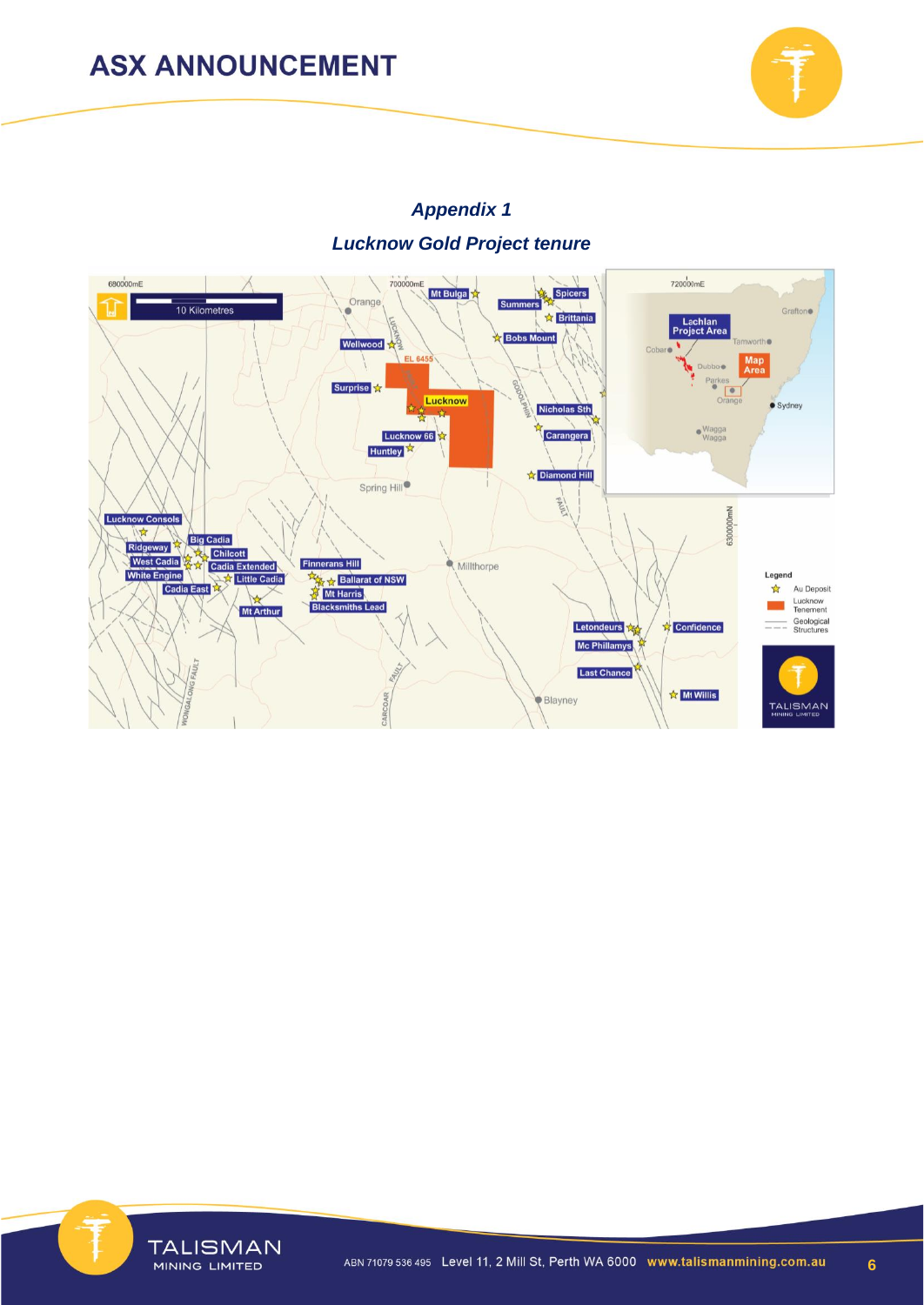*Appendix 1*

***Lucknow Gold Project tenure***

680000mE
700000mE
720000mE
10 Kilometres
Orange
Mt Bulga
Spicers
Summers
Brittania
Bobs Mount
Wellwood
EL 6455
Surprise
Lucknow
Nicholas Sth
Carangera
Lucknow 66
Huntley
Diamond Hill
Spring Hill
Lucknow Consols
Big Cadia
Ridgeway
Chilcott
West Cadia
Cadia Extended
White Engine
Little Cadia
Cadia East
Mt Arthur
Finnerans Hill
Ballarat of NSW
Mt Harris
Blacksmiths Lead
Millthorpe
Letondeurs
Confidence
Mc Phillamys
Last Chance
Mt Willis
Blayney
6300000mN
Lachlan Project Area
Map Area
Grafton
Tamworth
Cobar
Dubbo
Parkes
Orange
Sydney
Wagga Wagga

Legend
Au Deposit
Lucknow Tenement
Geological Structures